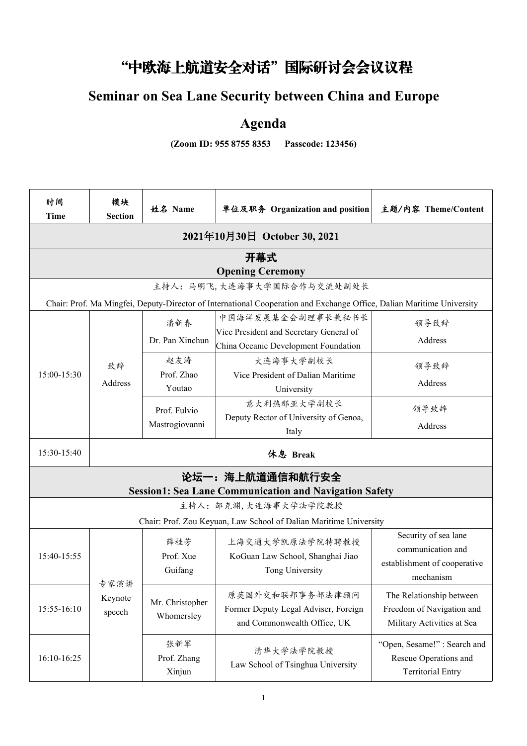# "中欧海上航道安全对话"国际研讨会会议议程

# Seminar on Sea Lane Security between China and Europe

# Agenda

**(Zoom ID: 955 8755 8353 Passcode: 123456)**

| 时间 Time | 模块 Section | 姓名 Name | 单位及职务 Organization and position | 主题/内容 Theme/Content |
|---|---|---|---|---|
| **2021年10月30日 October 30, 2021** | | | | |
| **开幕式 Opening Ceremony** | | | | |
| 主持人：马明飞, 大连海事大学国际合作与交流处副处长 Chair: Prof. Ma Mingfei, Deputy-Director of International Cooperation and Exchange Office, Dalian Maritime University | | | | |
| 15:00-15:30 | 致辞 Address | 潘新春 Dr. Pan Xinchun | 中国海洋发展基金会副理事长兼秘书长 Vice President and Secretary General of China Oceanic Development Foundation | 领导致辞 Address |
| | | 赵友涛 Prof. Zhao Youtao | 大连海事大学副校长 Vice President of Dalian Maritime University | 领导致辞 Address |
| | | Prof. Fulvio Mastrogiovanni | 意大利热那亚大学副校长 Deputy Rector of University of Genoa, Italy | 领导致辞 Address |
| 15:30-15:40 | 休息 Break | | | |
| **论坛一：海上航道通信和航行安全 Session1: Sea Lane Communication and Navigation Safety** | | | | |
| 主持人：邹克渊, 大连海事大学法学院教授 Chair: Prof. Zou Keyuan, Law School of Dalian Maritime University | | | | |
| 15:40-15:55 | 专家演讲 Keynote speech | 薛桂芳 Prof. Xue Guifang | 上海交通大学凯原法学院特聘教授 KoGuan Law School, Shanghai Jiao Tong University | Security of sea lane communication and establishment of cooperative mechanism |
| 15:55-16:10 | | Mr. Christopher Whomersley | 原英国外交和联邦事务部法律顾问 Former Deputy Legal Adviser, Foreign and Commonwealth Office, UK | The Relationship between Freedom of Navigation and Military Activities at Sea |
| 16:10-16:25 | | 张新军 Prof. Zhang Xinjun | 清华大学法学院教授 Law School of Tsinghua University | "Open, Sesame!" : Search and Rescue Operations and Territorial Entry |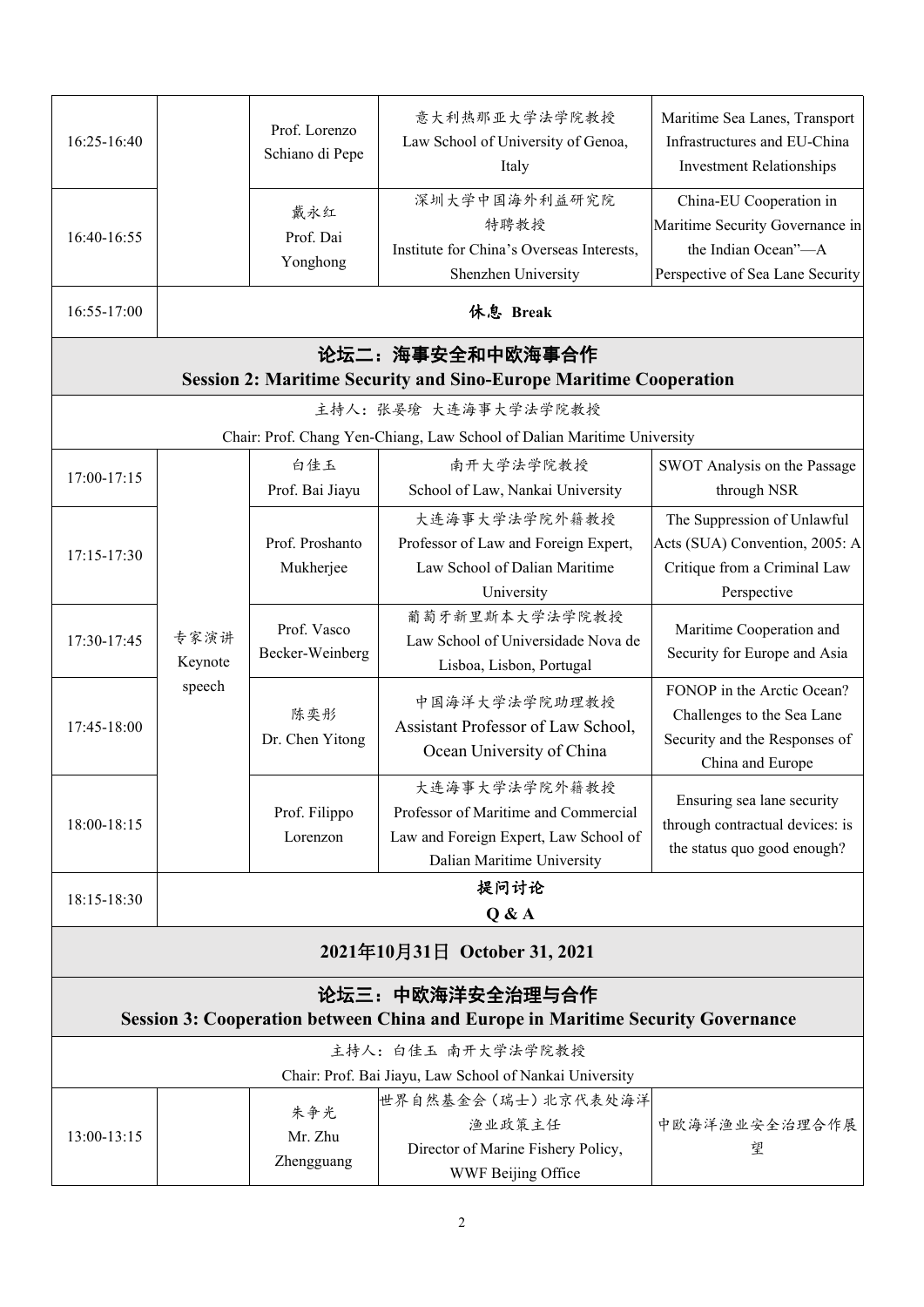| | | | | |
|---|---|---|---|---|
| 16:25-16:40 | | Prof. Lorenzo Schiano di Pepe | 意大利热那亚大学法学院教授<br>Law School of University of Genoa, Italy | Maritime Sea Lanes, Transport Infrastructures and EU-China Investment Relationships |
| 16:40-16:55 | | 戴永红<br>Prof. Dai Yonghong | 深圳大学中国海外利益研究院特聘教授<br>Institute for China's Overseas Interests, Shenzhen University | China-EU Cooperation in Maritime Security Governance in the Indian Ocean"—A Perspective of Sea Lane Security |
| 16:55-17:00 | **休息 Break** | | | |

| **论坛二：海事安全和中欧海事合作**<br>**Session 2: Maritime Security and Sino-Europe Maritime Cooperation** | | | | |
|---|---|---|---|---|
| 主持人：张晏瑲 大连海事大学法学院教授<br>Chair: Prof. Chang Yen-Chiang, Law School of Dalian Maritime University | | | | |
| 17:00-17:15 | 专家演讲<br>Keynote speech | 白佳玉<br>Prof. Bai Jiayu | 南开大学法学院教授<br>School of Law, Nankai University | SWOT Analysis on the Passage through NSR |
| 17:15-17:30 | | Prof. Proshanto Mukherjee | 大连海事大学法学院外籍教授<br>Professor of Law and Foreign Expert, Law School of Dalian Maritime University | The Suppression of Unlawful Acts (SUA) Convention, 2005: A Critique from a Criminal Law Perspective |
| 17:30-17:45 | | Prof. Vasco Becker-Weinberg | 葡萄牙新里斯本大学法学院教授<br>Law School of Universidade Nova de Lisboa, Lisbon, Portugal | Maritime Cooperation and Security for Europe and Asia |
| 17:45-18:00 | | 陈奕彤<br>Dr. Chen Yitong | 中国海洋大学法学院助理教授<br>Assistant Professor of Law School, Ocean University of China | FONOP in the Arctic Ocean? Challenges to the Sea Lane Security and the Responses of China and Europe |
| 18:00-18:15 | | Prof. Filippo Lorenzon | 大连海事大学法学院外籍教授<br>Professor of Maritime and Commercial Law and Foreign Expert, Law School of Dalian Maritime University | Ensuring sea lane security through contractual devices: is the status quo good enough? |
| 18:15-18:30 | **提问讨论**<br>**Q & A** | | | |

**2021年10月31日 October 31, 2021**

| **论坛三：中欧海洋安全治理与合作**<br>**Session 3: Cooperation between China and Europe in Maritime Security Governance** | | | | |
|---|---|---|---|---|
| 主持人：白佳玉 南开大学法学院教授<br>Chair: Prof. Bai Jiayu, Law School of Nankai University | | | | |
| 13:00-13:15 | | 朱争光<br>Mr. Zhu Zhengguang | 世界自然基金会（瑞士）北京代表处海洋渔业政策主任<br>Director of Marine Fishery Policy, WWF Beijing Office | 中欧海洋渔业安全治理合作展望 |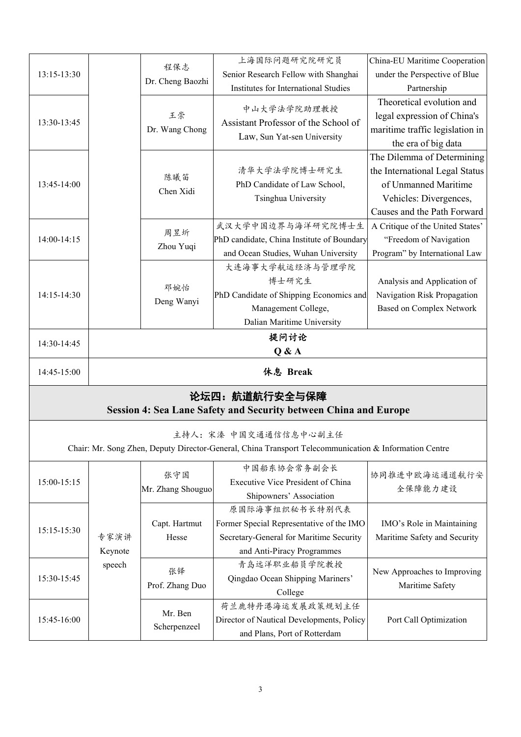| | | | | |
|---|---|---|---|---|
| 13:15-13:30 | | 程保志<br>Dr. Cheng Baozhi | 上海国际问题研究院研究员<br>Senior Research Fellow with Shanghai Institutes for International Studies | China-EU Maritime Cooperation under the Perspective of Blue Partnership |
| 13:30-13:45 | | 王崇<br>Dr. Wang Chong | 中山大学法学院助理教授<br>Assistant Professor of the School of Law, Sun Yat-sen University | Theoretical evolution and legal expression of China's maritime traffic legislation in the era of big data |
| 13:45-14:00 | | 陈曦笛<br>Chen Xidi | 清华大学法学院博士研究生<br>PhD Candidate of Law School, Tsinghua University | The Dilemma of Determining the International Legal Status of Unmanned Maritime Vehicles: Divergences, Causes and the Path Forward |
| 14:00-14:15 | | 周昱圻<br>Zhou Yuqi | 武汉大学中国边界与海洋研究院博士生<br>PhD candidate, China Institute of Boundary and Ocean Studies, Wuhan University | A Critique of the United States' "Freedom of Navigation Program" by International Law |
| 14:15-14:30 | | 邓婉怡<br>Deng Wanyi | 大连海事大学航运经济与管理学院博士研究生<br>PhD Candidate of Shipping Economics and Management College, Dalian Maritime University | Analysis and Application of Navigation Risk Propagation Based on Complex Network |
| 14:30-14:45 | **提问讨论<br>Q & A** | | | |
| 14:45-15:00 | **休息 Break** | | | |

## 论坛四：航道航行安全与保障
## Session 4: Sea Lane Safety and Security between China and Europe

主持人：宋溱 中国交通通信信息中心副主任
Chair: Mr. Song Zhen, Deputy Director-General, China Transport Telecommunication & Information Centre

| | | | | |
|---|---|---|---|---|
| 15:00-15:15 | 专家演讲<br>Keynote speech | 张守国<br>Mr. Zhang Shouguo | 中国船东协会常务副会长<br>Executive Vice President of China Shipowners' Association | 协同推进中欧海运通道航行安全保障能力建设 |
| 15:15-15:30 | | Capt. Hartmut Hesse | 原国际海事组织秘书长特别代表<br>Former Special Representative of the IMO Secretary-General for Maritime Security and Anti-Piracy Programmes | IMO's Role in Maintaining Maritime Safety and Security |
| 15:30-15:45 | | 张铎<br>Prof. Zhang Duo | 青岛远洋职业船员学院教授<br>Qingdao Ocean Shipping Mariners' College | New Approaches to Improving Maritime Safety |
| 15:45-16:00 | | Mr. Ben Scherpenzeel | 荷兰鹿特丹港海运发展政策规划主任<br>Director of Nautical Developments, Policy and Plans, Port of Rotterdam | Port Call Optimization |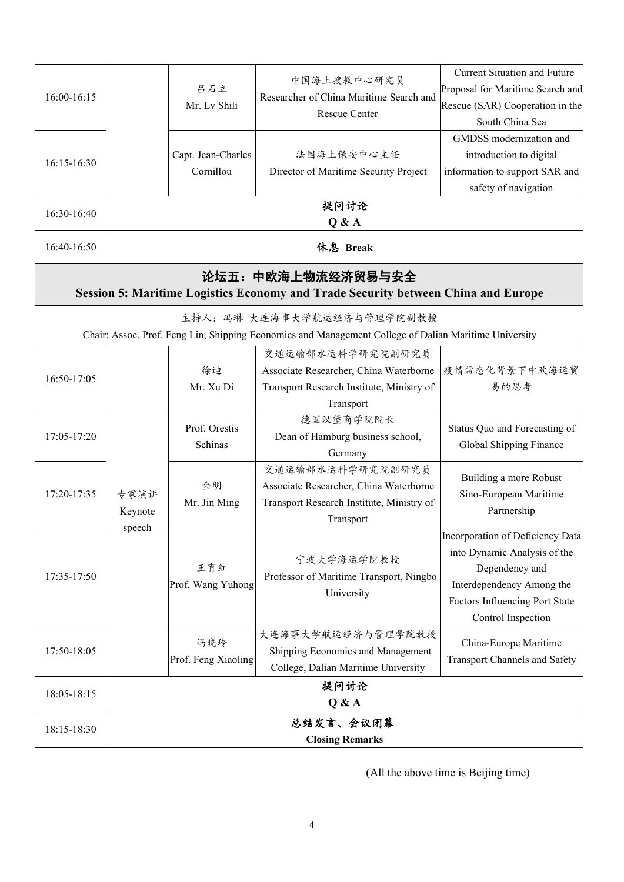| | | | | |
|---|---|---|---|---|
| 16:00-16:15 | | 吕石立<br>Mr. Lv Shili | 中国海上搜救中心研究员<br>Researcher of China Maritime Search and Rescue Center | Current Situation and Future Proposal for Maritime Search and Rescue (SAR) Cooperation in the South China Sea |
| 16:15-16:30 | | Capt. Jean-Charles Cornillou | 法国海上保安中心主任<br>Director of Maritime Security Project | GMDSS modernization and introduction to digital information to support SAR and safety of navigation |
| 16:30-16:40 | **提问讨论<br>Q & A** | | | |
| 16:40-16:50 | **休息 Break** | | | |

## 论坛五：中欧海上物流经济贸易与安全
## Session 5: Maritime Logistics Economy and Trade Security between China and Europe

主持人：冯琳 大连海事大学航运经济与管理学院副教授

Chair: Assoc. Prof. Feng Lin, Shipping Economics and Management College of Dalian Maritime University

| | | | | |
|---|---|---|---|---|
| 16:50-17:05 | 专家演讲<br>Keynote speech | 徐迪<br>Mr. Xu Di | 交通运输部水运科学研究院副研究员<br>Associate Researcher, China Waterborne Transport Research Institute, Ministry of Transport | 疫情常态化背景下中欧海运贸易的思考 |
| 17:05-17:20 | | Prof. Orestis Schinas | 德国汉堡商学院院长<br>Dean of Hamburg business school, Germany | Status Quo and Forecasting of Global Shipping Finance |
| 17:20-17:35 | | 金明<br>Mr. Jin Ming | 交通运输部水运科学研究院副研究员<br>Associate Researcher, China Waterborne Transport Research Institute, Ministry of Transport | Building a more Robust Sino-European Maritime Partnership |
| 17:35-17:50 | | 王育红<br>Prof. Wang Yuhong | 宁波大学海运学院教授<br>Professor of Maritime Transport, Ningbo University | Incorporation of Deficiency Data into Dynamic Analysis of the Dependency and Interdependency Among the Factors Influencing Port State Control Inspection |
| 17:50-18:05 | | 冯晓玲<br>Prof. Feng Xiaoling | 大连海事大学航运经济与管理学院教授<br>Shipping Economics and Management College, Dalian Maritime University | China-Europe Maritime Transport Channels and Safety |
| 18:05-18:15 | **提问讨论<br>Q & A** | | | |
| 18:15-18:30 | **总结发言、会议闭幕<br>Closing Remarks** | | | |

(All the above time is Beijing time)